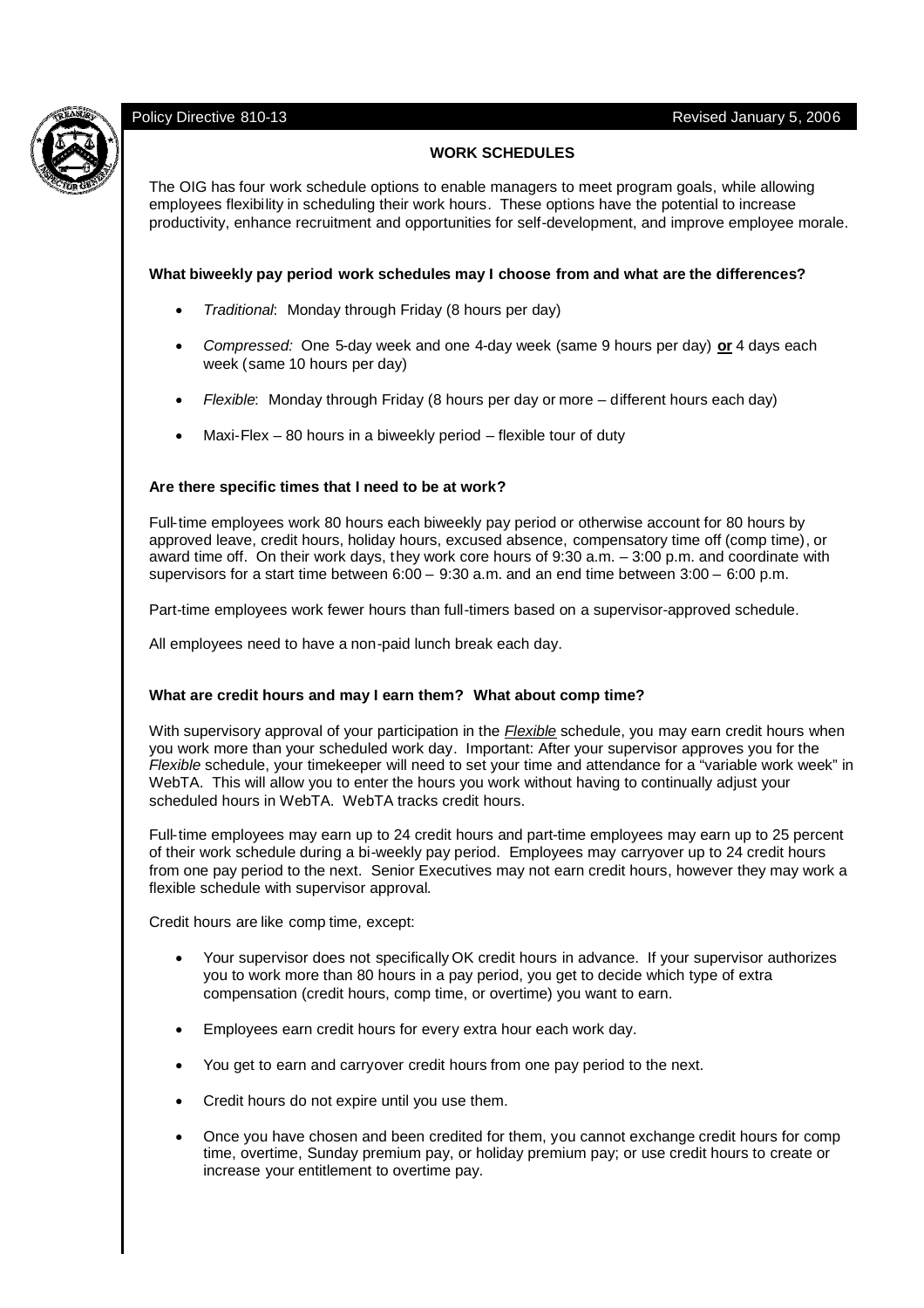Policy Directive 810-13 Revised January 5, 2006

# WORK SCHEDULES

The OIG has four work schedule options to enable managers to meet program goals, while allowing employees flexibility in scheduling their work hours. These options have the potential to increase productivity, enhance recruitment and opportunities for self-development, and improve employee morale.

### What biweekly pay period work schedules may I choose from and what are the differences?

- *Traditional*: Monday through Friday (8 hours per day)
- *Compressed:* One 5-day week and one 4-day week (same 9 hours per day) **<u>or</u>** 4 days each week (same 10 hours per day)
- *Flexible*: Monday through Friday (8 hours per day or more – different hours each day)
- Maxi-Flex – 80 hours in a biweekly period – flexible tour of duty

### Are there specific times that I need to be at work?

Full-time employees work 80 hours each biweekly pay period or otherwise account for 80 hours by approved leave, credit hours, holiday hours, excused absence, compensatory time off (comp time), or award time off. On their work days, they work core hours of 9:30 a.m. – 3:00 p.m. and coordinate with supervisors for a start time between 6:00 – 9:30 a.m. and an end time between 3:00 – 6:00 p.m.

Part-time employees work fewer hours than full-timers based on a supervisor-approved schedule.

All employees need to have a non-paid lunch break each day.

### What are credit hours and may I earn them? What about comp time?

With supervisory approval of your participation in the ***<u>Flexible</u>*** schedule, you may earn credit hours when you work more than your scheduled work day. Important: After your supervisor approves you for the *Flexible* schedule, your timekeeper will need to set your time and attendance for a "variable work week" in WebTA. This will allow you to enter the hours you work without having to continually adjust your scheduled hours in WebTA. WebTA tracks credit hours.

Full-time employees may earn up to 24 credit hours and part-time employees may earn up to 25 percent of their work schedule during a bi-weekly pay period. Employees may carryover up to 24 credit hours from one pay period to the next. Senior Executives may not earn credit hours, however they may work a flexible schedule with supervisor approval.

Credit hours are like comp time, except:

- Your supervisor does not specifically OK credit hours in advance. If your supervisor authorizes you to work more than 80 hours in a pay period, you get to decide which type of extra compensation (credit hours, comp time, or overtime) you want to earn.
- Employees earn credit hours for every extra hour each work day.
- You get to earn and carryover credit hours from one pay period to the next.
- Credit hours do not expire until you use them.
- Once you have chosen and been credited for them, you cannot exchange credit hours for comp time, overtime, Sunday premium pay, or holiday premium pay; or use credit hours to create or increase your entitlement to overtime pay.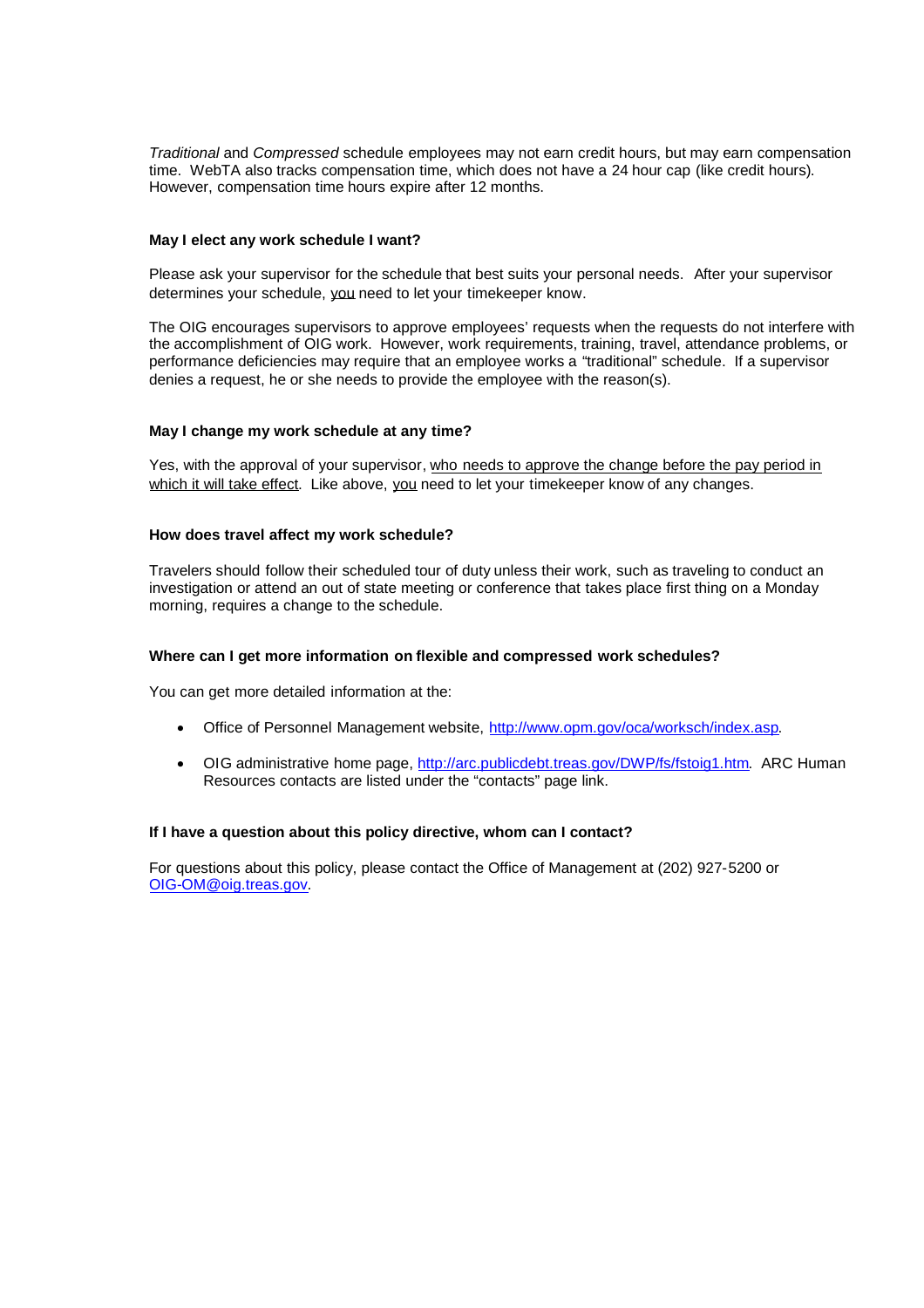*Traditional* and *Compressed* schedule employees may not earn credit hours, but may earn compensation time. WebTA also tracks compensation time, which does not have a 24 hour cap (like credit hours). However, compensation time hours expire after 12 months.

**May I elect any work schedule I want?**

Please ask your supervisor for the schedule that best suits your personal needs. After your supervisor determines your schedule, <u>you</u> need to let your timekeeper know.

The OIG encourages supervisors to approve employees' requests when the requests do not interfere with the accomplishment of OIG work. However, work requirements, training, travel, attendance problems, or performance deficiencies may require that an employee works a "traditional" schedule. If a supervisor denies a request, he or she needs to provide the employee with the reason(s).

**May I change my work schedule at any time?**

Yes, with the approval of your supervisor, <u>who needs to approve the change before the pay period in which it will take effect</u>. Like above, <u>you</u> need to let your timekeeper know of any changes.

**How does travel affect my work schedule?**

Travelers should follow their scheduled tour of duty unless their work, such as traveling to conduct an investigation or attend an out of state meeting or conference that takes place first thing on a Monday morning, requires a change to the schedule.

**Where can I get more information on flexible and compressed work schedules?**

You can get more detailed information at the:

- Office of Personnel Management website, http://www.opm.gov/oca/worksch/index.asp.
- OIG administrative home page, http://arc.publicdebt.treas.gov/DWP/fs/fstoig1.htm. ARC Human Resources contacts are listed under the "contacts" page link.

**If I have a question about this policy directive, whom can I contact?**

For questions about this policy, please contact the Office of Management at (202) 927-5200 or OIG-OM@oig.treas.gov.